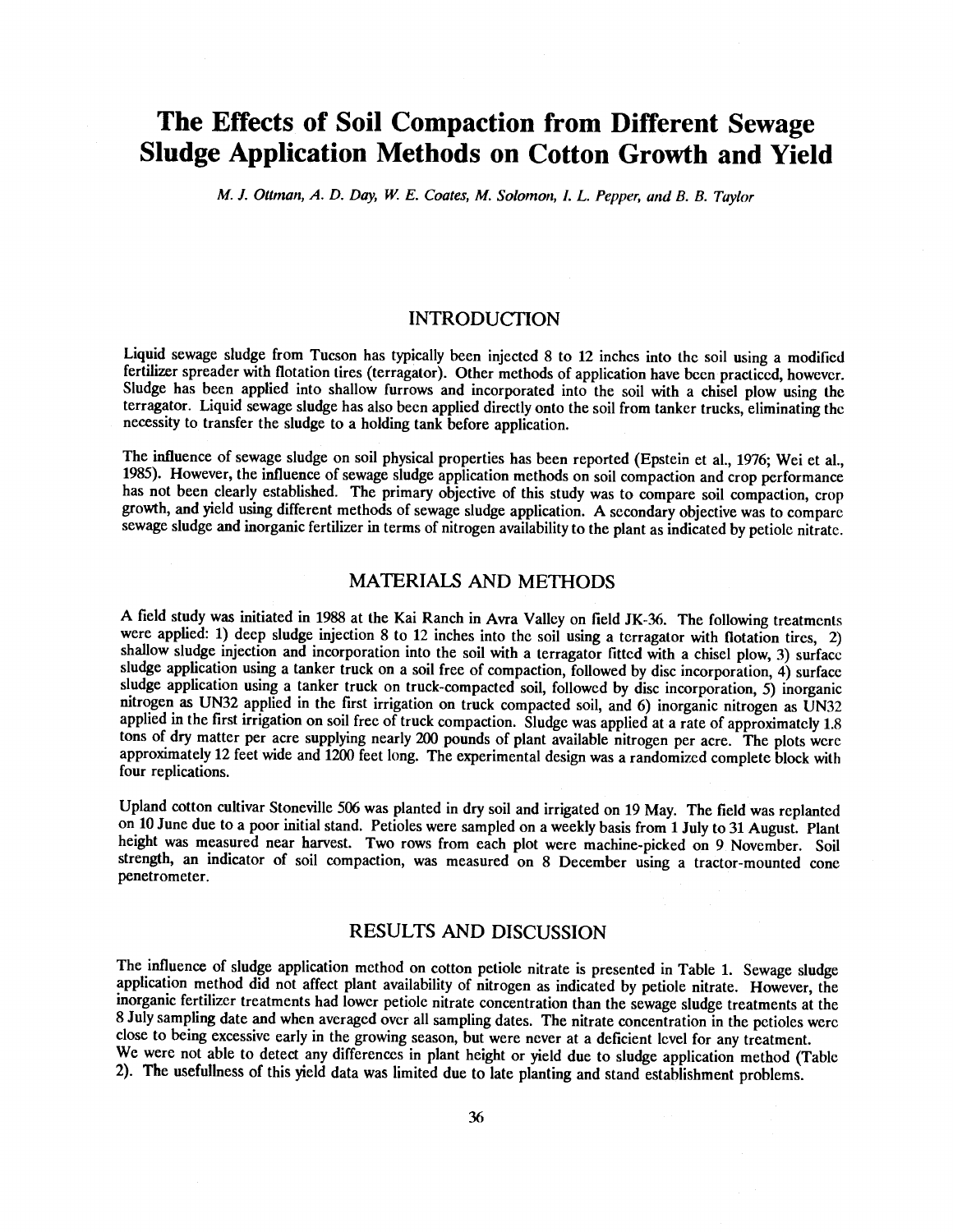# The Effects of Soil Compaction from Different Sewage Sludge Application Methods on Cotton Growth and Yield

*M. J. Ottman, A. D. Day, W. E. Coates, M. Solomon, I. L. Pepper, and B. B. Taylor*

## INTRODUCTION

Liquid sewage sludge from Tucson has typically been injected 8 to 12 inches into the soil using a modified fertilizer spreader with flotation tires (terragator). Other methods of application have been practiced, however. Sludge has been applied into shallow furrows and incorporated into the soil with a chisel plow using the terragator. Liquid sewage sludge has also been applied directly onto the soil from tanker trucks, eliminating the necessity to transfer the sludge to a holding tank before application.

The influence of sewage sludge on soil physical properties has been reported (Epstein et al., 1976; Wei et al., 1985). However, the influence of sewage sludge application methods on soil compaction and crop performance has not been clearly established. The primary objective of this study was to compare soil compaction, crop growth, and yield using different methods of sewage sludge application. A secondary objective was to compare sewage sludge and inorganic fertilizer in terms of nitrogen availability to the plant as indicated by petiole nitrate.

## MATERIALS AND METHODS

A field study was initiated in 1988 at the Kai Ranch in Avra Valley on field JK-36. The following treatments were applied: 1) deep sludge injection 8 to 12 inches into the soil using a terragator with flotation tires, 2) shallow sludge injection and incorporation into the soil with a terragator fitted with a chisel plow, 3) surface sludge application using a tanker truck on a soil free of compaction, followed by disc incorporation, 4) surface sludge application using a tanker truck on truck-compacted soil, followed by disc incorporation, 5) inorganic nitrogen as UN32 applied in the first irrigation on truck compacted soil, and 6) inorganic nitrogen as UN32 applied in the first irrigation on soil free of truck compaction. Sludge was applied at a rate of approximately 1.8 tons of dry matter per acre supplying nearly 200 pounds of plant available nitrogen per acre. The plots were approximately 12 feet wide and 1200 feet long. The experimental design was a randomized complete block with four replications.

Upland cotton cultivar Stoneville 506 was planted in dry soil and irrigated on 19 May. The field was replanted on 10 June due to a poor initial stand. Petioles were sampled on a weekly basis from 1 July to 31 August. Plant height was measured near harvest. Two rows from each plot were machine-picked on 9 November. Soil strength, an indicator of soil compaction, was measured on 8 December using a tractor-mounted cone penetrometer.

## RESULTS AND DISCUSSION

The influence of sludge application method on cotton petiole nitrate is presented in Table 1. Sewage sludge application method did not affect plant availability of nitrogen as indicated by petiole nitrate. However, the inorganic fertilizer treatments had lower petiole nitrate concentration than the sewage sludge treatments at the 8 July sampling date and when averaged over all sampling dates. The nitrate concentration in the petioles were close to being excessive early in the growing season, but were never at a deficient level for any treatment. We were not able to detect any differences in plant height or yield due to sludge application method (Table 2). The usefullness of this yield data was limited due to late planting and stand establishment problems.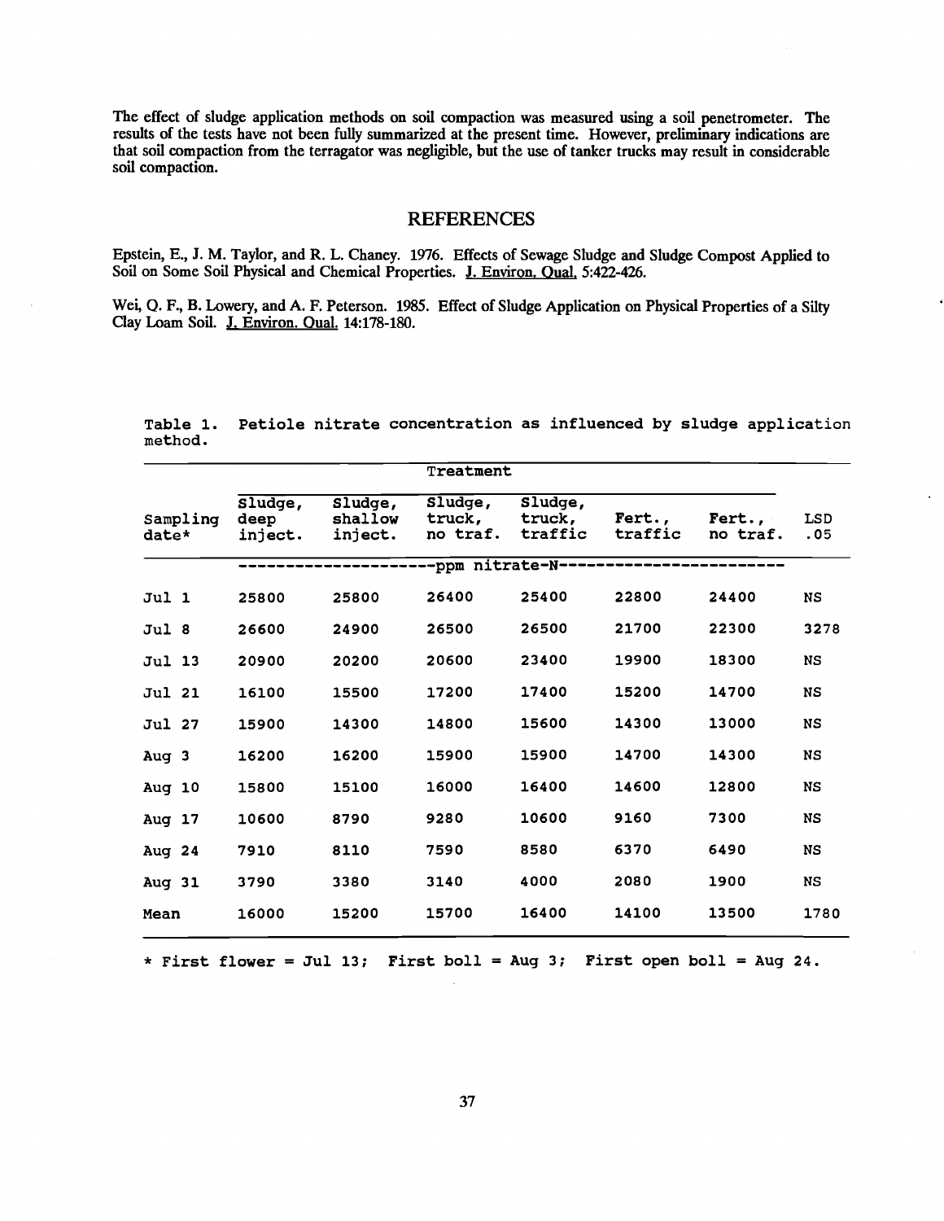The effect of sludge application methods on soil compaction was measured using a soil penetrometer. The results of the tests have not been fully summarized at the present time. However, preliminary indications are that soil compaction from the terragator was negligible, but the use of tanker trucks may result in considerable soil compaction.

## REFERENCES

Epstein, E., J. M. Taylor, and R. L. Chaney. 1976. Effects of Sewage Sludge and Sludge Compost Applied to Soil on Some Soil Physical and Chemical Properties. J. Environ. Qual. 5:422-426.

Wei, Q. F., B. Lowery, and A. F. Peterson. 1985. Effect of Sludge Application on Physical Properties of a Silty Clay Loam Soil. J. Environ. Qual. 14:178-180.

Table 1. Petiole nitrate concentration as influenced by sludge application method.

| | Treatment | | | | | | |
|---|---|---|---|---|---|---|---|
| Sampling date* | Sludge, deep inject. | Sludge, shallow inject. | Sludge, truck, no traf. | Sludge, truck, traffic | Fert., traffic | Fert., no traf. | LSD .05 |
| | ppm nitrate-N | | | | | | |
| Jul 1 | 25800 | 25800 | 26400 | 25400 | 22800 | 24400 | NS |
| Jul 8 | 26600 | 24900 | 26500 | 26500 | 21700 | 22300 | 3278 |
| Jul 13 | 20900 | 20200 | 20600 | 23400 | 19900 | 18300 | NS |
| Jul 21 | 16100 | 15500 | 17200 | 17400 | 15200 | 14700 | NS |
| Jul 27 | 15900 | 14300 | 14800 | 15600 | 14300 | 13000 | NS |
| Aug 3 | 16200 | 16200 | 15900 | 15900 | 14700 | 14300 | NS |
| Aug 10 | 15800 | 15100 | 16000 | 16400 | 14600 | 12800 | NS |
| Aug 17 | 10600 | 8790 | 9280 | 10600 | 9160 | 7300 | NS |
| Aug 24 | 7910 | 8110 | 7590 | 8580 | 6370 | 6490 | NS |
| Aug 31 | 3790 | 3380 | 3140 | 4000 | 2080 | 1900 | NS |
| Mean | 16000 | 15200 | 15700 | 16400 | 14100 | 13500 | 1780 |

* First flower = Jul 13; First boll = Aug 3; First open boll = Aug 24.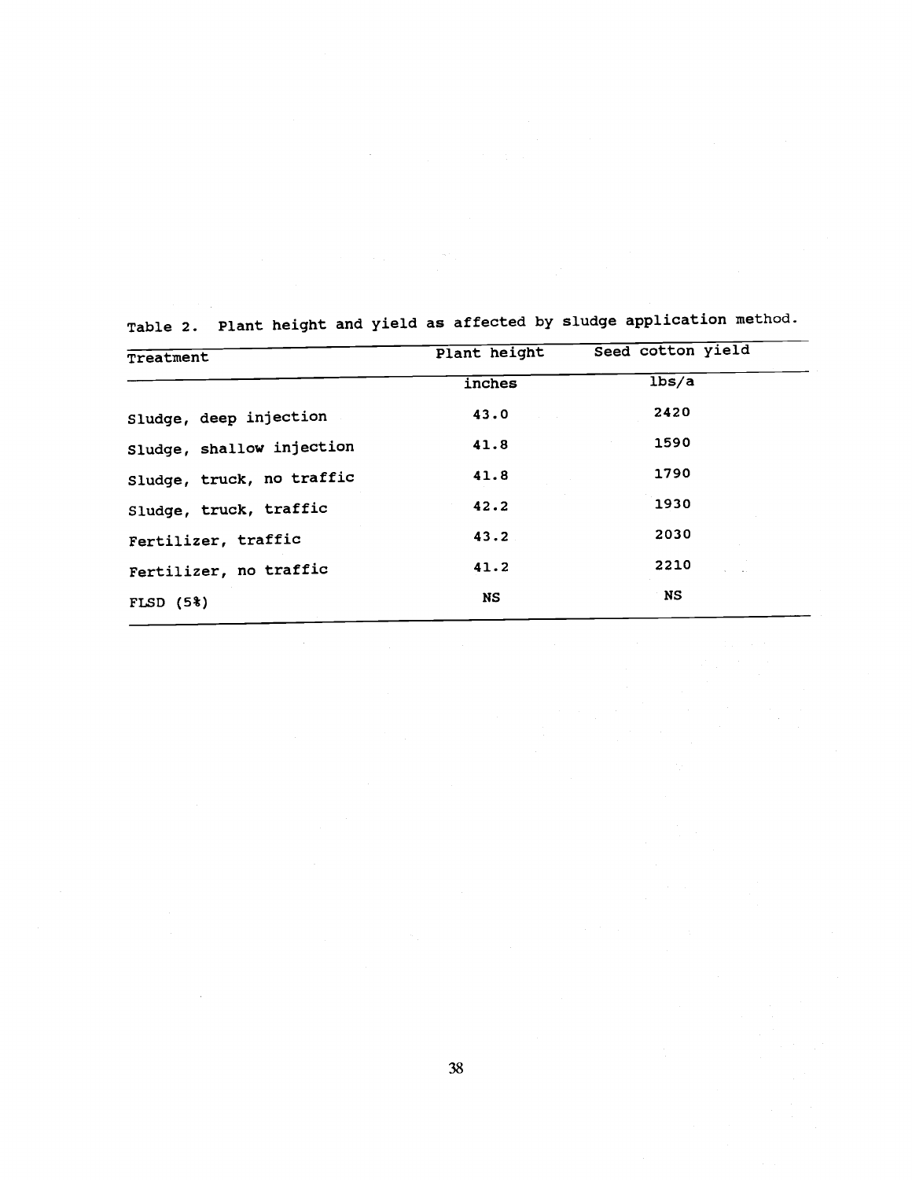Table 2. Plant height and yield as affected by sludge application method.

| Treatment | Plant height | Seed cotton yield |
|---|---|---|
| | inches | lbs/a |
| Sludge, deep injection | 43.0 | 2420 |
| Sludge, shallow injection | 41.8 | 1590 |
| Sludge, truck, no traffic | 41.8 | 1790 |
| Sludge, truck, traffic | 42.2 | 1930 |
| Fertilizer, traffic | 43.2 | 2030 |
| Fertilizer, no traffic | 41.2 | 2210 |
| FLSD (5%) | NS | NS |